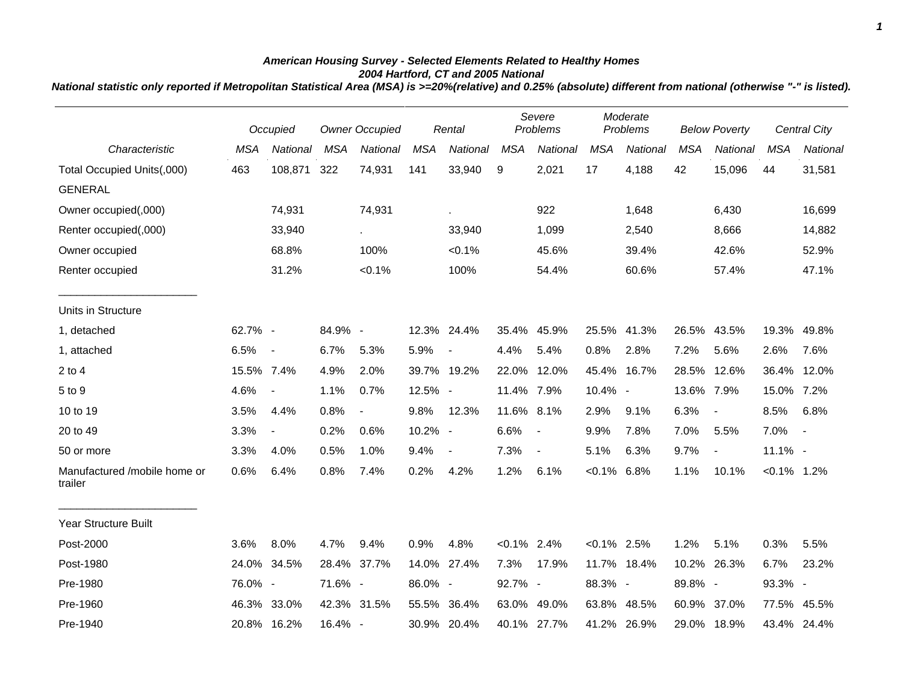***American Housing Survey - Selected Elements Related to Healthy Homes***
***2004 Hartford, CT and 2005 National***
***National statistic only reported if Metropolitan Statistical Area (MSA) is >=20%(relative) and 0.25% (absolute) different from national (otherwise "-" is listed).***

| | *Occupied* | | *Owner Occupied* | | *Rental* | | *Severe Problems* | | *Moderate Problems* | | *Below Poverty* | | *Central City* | |
|---|---|---|---|---|---|---|---|---|---|---|---|---|---|---|
| *Characteristic* | *MSA* | *National* | *MSA* | *National* | *MSA* | *National* | *MSA* | *National* | *MSA* | *National* | *MSA* | *National* | *MSA* | *National* |
| Total Occupied Units(,000) | 463 | 108,871 | 322 | 74,931 | 141 | 33,940 | 9 | 2,021 | 17 | 4,188 | 42 | 15,096 | 44 | 31,581 |
| GENERAL | | | | | | | | | | | | | | |
| Owner occupied(,000) | | 74,931 | | 74,931 | | . | | 922 | | 1,648 | | 6,430 | | 16,699 |
| Renter occupied(,000) | | 33,940 | | . | | 33,940 | | 1,099 | | 2,540 | | 8,666 | | 14,882 |
| Owner occupied | | 68.8% | | 100% | | <0.1% | | 45.6% | | 39.4% | | 42.6% | | 52.9% |
| Renter occupied | | 31.2% | | <0.1% | | 100% | | 54.4% | | 60.6% | | 57.4% | | 47.1% |
| Units in Structure | | | | | | | | | | | | | | |
| 1, detached | 62.7% | - | 84.9% | - | 12.3% | 24.4% | 35.4% | 45.9% | 25.5% | 41.3% | 26.5% | 43.5% | 19.3% | 49.8% |
| 1, attached | 6.5% | - | 6.7% | 5.3% | 5.9% | - | 4.4% | 5.4% | 0.8% | 2.8% | 7.2% | 5.6% | 2.6% | 7.6% |
| 2 to 4 | 15.5% | 7.4% | 4.9% | 2.0% | 39.7% | 19.2% | 22.0% | 12.0% | 45.4% | 16.7% | 28.5% | 12.6% | 36.4% | 12.0% |
| 5 to 9 | 4.6% | - | 1.1% | 0.7% | 12.5% | - | 11.4% | 7.9% | 10.4% | - | 13.6% | 7.9% | 15.0% | 7.2% |
| 10 to 19 | 3.5% | 4.4% | 0.8% | - | 9.8% | 12.3% | 11.6% | 8.1% | 2.9% | 9.1% | 6.3% | - | 8.5% | 6.8% |
| 20 to 49 | 3.3% | - | 0.2% | 0.6% | 10.2% | - | 6.6% | - | 9.9% | 7.8% | 7.0% | 5.5% | 7.0% | - |
| 50 or more | 3.3% | 4.0% | 0.5% | 1.0% | 9.4% | - | 7.3% | - | 5.1% | 6.3% | 9.7% | - | 11.1% | - |
| Manufactured /mobile home or trailer | 0.6% | 6.4% | 0.8% | 7.4% | 0.2% | 4.2% | 1.2% | 6.1% | <0.1% | 6.8% | 1.1% | 10.1% | <0.1% | 1.2% |
| Year Structure Built | | | | | | | | | | | | | | |
| Post-2000 | 3.6% | 8.0% | 4.7% | 9.4% | 0.9% | 4.8% | <0.1% | 2.4% | <0.1% | 2.5% | 1.2% | 5.1% | 0.3% | 5.5% |
| Post-1980 | 24.0% | 34.5% | 28.4% | 37.7% | 14.0% | 27.4% | 7.3% | 17.9% | 11.7% | 18.4% | 10.2% | 26.3% | 6.7% | 23.2% |
| Pre-1980 | 76.0% | - | 71.6% | - | 86.0% | - | 92.7% | - | 88.3% | - | 89.8% | - | 93.3% | - |
| Pre-1960 | 46.3% | 33.0% | 42.3% | 31.5% | 55.5% | 36.4% | 63.0% | 49.0% | 63.8% | 48.5% | 60.9% | 37.0% | 77.5% | 45.5% |
| Pre-1940 | 20.8% | 16.2% | 16.4% | - | 30.9% | 20.4% | 40.1% | 27.7% | 41.2% | 26.9% | 29.0% | 18.9% | 43.4% | 24.4% |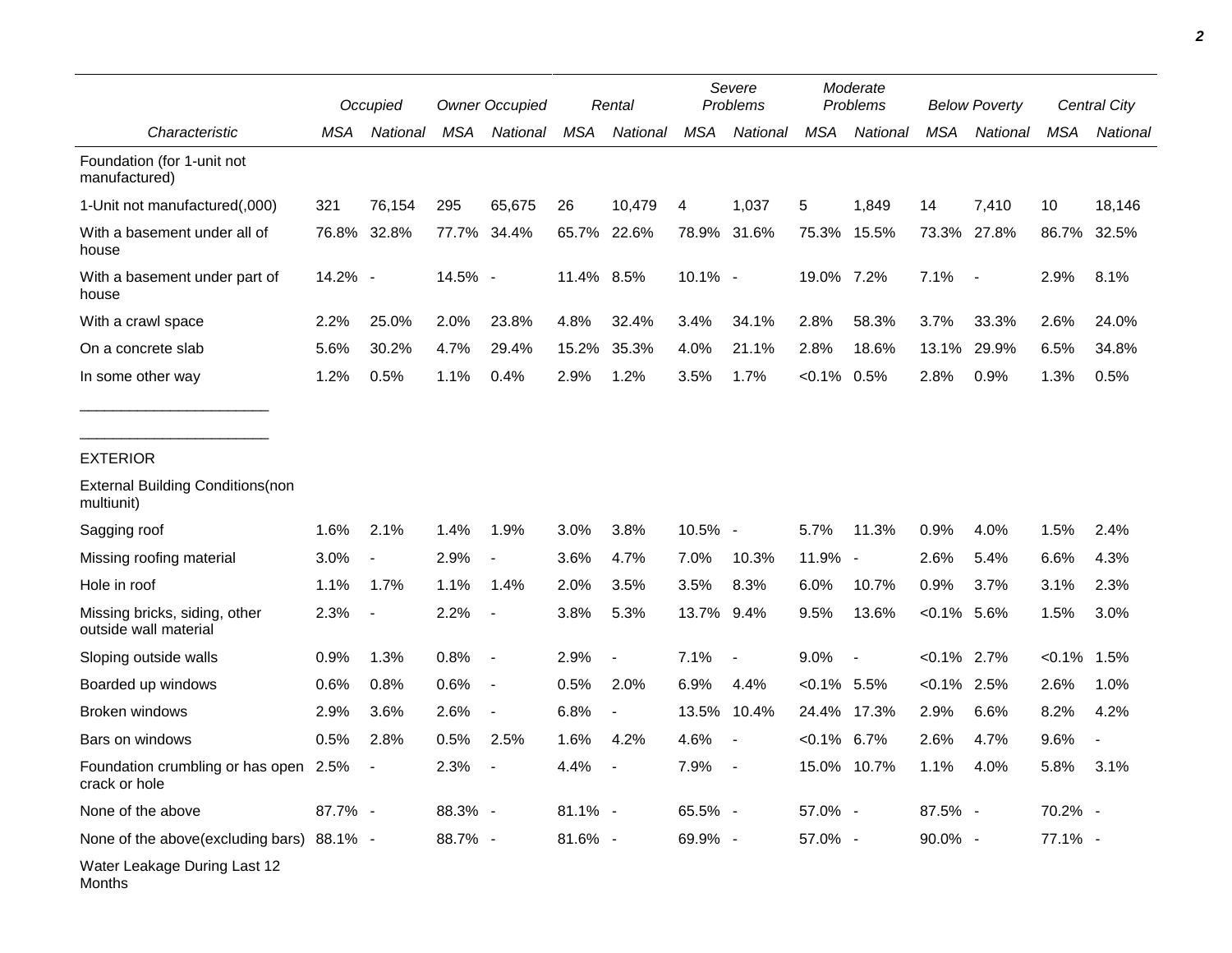| Characteristic | Occupied | | Owner Occupied | | Rental | | Severe Problems | | Moderate Problems | | Below Poverty | | Central City | |
|---|---|---|---|---|---|---|---|---|---|---|---|---|---|---|
| | MSA | National | MSA | National | MSA | National | MSA | National | MSA | National | MSA | National | MSA | National |
| Foundation (for 1-unit not manufactured) | | | | | | | | | | | | | | |
| 1-Unit not manufactured(,000) | 321 | 76,154 | 295 | 65,675 | 26 | 10,479 | 4 | 1,037 | 5 | 1,849 | 14 | 7,410 | 10 | 18,146 |
| With a basement under all of house | 76.8% | 32.8% | 77.7% | 34.4% | 65.7% | 22.6% | 78.9% | 31.6% | 75.3% | 15.5% | 73.3% | 27.8% | 86.7% | 32.5% |
| With a basement under part of house | 14.2% | - | 14.5% | - | 11.4% | 8.5% | 10.1% | - | 19.0% | 7.2% | 7.1% | - | 2.9% | 8.1% |
| With a crawl space | 2.2% | 25.0% | 2.0% | 23.8% | 4.8% | 32.4% | 3.4% | 34.1% | 2.8% | 58.3% | 3.7% | 33.3% | 2.6% | 24.0% |
| On a concrete slab | 5.6% | 30.2% | 4.7% | 29.4% | 15.2% | 35.3% | 4.0% | 21.1% | 2.8% | 18.6% | 13.1% | 29.9% | 6.5% | 34.8% |
| In some other way | 1.2% | 0.5% | 1.1% | 0.4% | 2.9% | 1.2% | 3.5% | 1.7% | <0.1% | 0.5% | 2.8% | 0.9% | 1.3% | 0.5% |
| EXTERIOR | | | | | | | | | | | | | | |
| External Building Conditions(non multiunit) | | | | | | | | | | | | | | |
| Sagging roof | 1.6% | 2.1% | 1.4% | 1.9% | 3.0% | 3.8% | 10.5% | - | 5.7% | 11.3% | 0.9% | 4.0% | 1.5% | 2.4% |
| Missing roofing material | 3.0% | - | 2.9% | - | 3.6% | 4.7% | 7.0% | 10.3% | 11.9% | - | 2.6% | 5.4% | 6.6% | 4.3% |
| Hole in roof | 1.1% | 1.7% | 1.1% | 1.4% | 2.0% | 3.5% | 3.5% | 8.3% | 6.0% | 10.7% | 0.9% | 3.7% | 3.1% | 2.3% |
| Missing bricks, siding, other outside wall material | 2.3% | - | 2.2% | - | 3.8% | 5.3% | 13.7% | 9.4% | 9.5% | 13.6% | <0.1% | 5.6% | 1.5% | 3.0% |
| Sloping outside walls | 0.9% | 1.3% | 0.8% | - | 2.9% | - | 7.1% | - | 9.0% | - | <0.1% | 2.7% | <0.1% | 1.5% |
| Boarded up windows | 0.6% | 0.8% | 0.6% | - | 0.5% | 2.0% | 6.9% | 4.4% | <0.1% | 5.5% | <0.1% | 2.5% | 2.6% | 1.0% |
| Broken windows | 2.9% | 3.6% | 2.6% | - | 6.8% | - | 13.5% | 10.4% | 24.4% | 17.3% | 2.9% | 6.6% | 8.2% | 4.2% |
| Bars on windows | 0.5% | 2.8% | 0.5% | 2.5% | 1.6% | 4.2% | 4.6% | - | <0.1% | 6.7% | 2.6% | 4.7% | 9.6% | - |
| Foundation crumbling or has open crack or hole | 2.5% | - | 2.3% | - | 4.4% | - | 7.9% | - | 15.0% | 10.7% | 1.1% | 4.0% | 5.8% | 3.1% |
| None of the above | 87.7% | - | 88.3% | - | 81.1% | - | 65.5% | - | 57.0% | - | 87.5% | - | 70.2% | - |
| None of the above(excluding bars) | 88.1% | - | 88.7% | - | 81.6% | - | 69.9% | - | 57.0% | - | 90.0% | - | 77.1% | - |
| Water Leakage During Last 12 Months | | | | | | | | | | | | | | |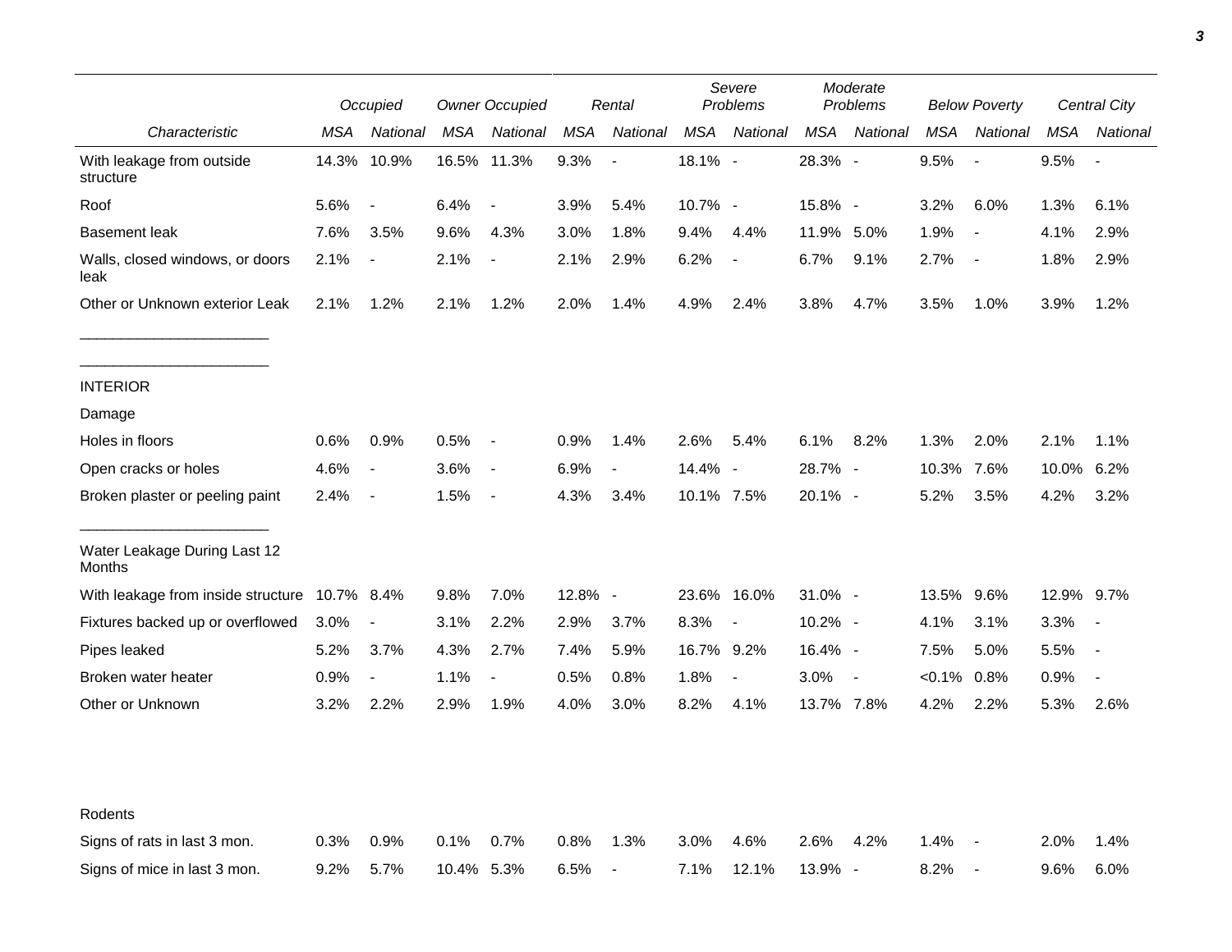| Characteristic | Occupied | | Owner Occupied | | Rental | | Severe Problems | | Moderate Problems | | Below Poverty | | Central City | |
|---|---|---|---|---|---|---|---|---|---|---|---|---|---|---|
| | MSA | National | MSA | National | MSA | National | MSA | National | MSA | National | MSA | National | MSA | National |
| With leakage from outside structure | 14.3% | 10.9% | 16.5% | 11.3% | 9.3% | - | 18.1% | - | 28.3% | - | 9.5% | - | 9.5% | - |
| Roof | 5.6% | - | 6.4% | - | 3.9% | 5.4% | 10.7% | - | 15.8% | - | 3.2% | 6.0% | 1.3% | 6.1% |
| Basement leak | 7.6% | 3.5% | 9.6% | 4.3% | 3.0% | 1.8% | 9.4% | 4.4% | 11.9% | 5.0% | 1.9% | - | 4.1% | 2.9% |
| Walls, closed windows, or doors leak | 2.1% | - | 2.1% | - | 2.1% | 2.9% | 6.2% | - | 6.7% | 9.1% | 2.7% | - | 1.8% | 2.9% |
| Other or Unknown exterior Leak | 2.1% | 1.2% | 2.1% | 1.2% | 2.0% | 1.4% | 4.9% | 2.4% | 3.8% | 4.7% | 3.5% | 1.0% | 3.9% | 1.2% |
| INTERIOR | | | | | | | | | | | | | | |
| Damage | | | | | | | | | | | | | | |
| Holes in floors | 0.6% | 0.9% | 0.5% | - | 0.9% | 1.4% | 2.6% | 5.4% | 6.1% | 8.2% | 1.3% | 2.0% | 2.1% | 1.1% |
| Open cracks or holes | 4.6% | - | 3.6% | - | 6.9% | - | 14.4% | - | 28.7% | - | 10.3% | 7.6% | 10.0% | 6.2% |
| Broken plaster or peeling paint | 2.4% | - | 1.5% | - | 4.3% | 3.4% | 10.1% | 7.5% | 20.1% | - | 5.2% | 3.5% | 4.2% | 3.2% |
| Water Leakage During Last 12 Months | | | | | | | | | | | | | | |
| With leakage from inside structure | 10.7% | 8.4% | 9.8% | 7.0% | 12.8% | - | 23.6% | 16.0% | 31.0% | - | 13.5% | 9.6% | 12.9% | 9.7% |
| Fixtures backed up or overflowed | 3.0% | - | 3.1% | 2.2% | 2.9% | 3.7% | 8.3% | - | 10.2% | - | 4.1% | 3.1% | 3.3% | - |
| Pipes leaked | 5.2% | 3.7% | 4.3% | 2.7% | 7.4% | 5.9% | 16.7% | 9.2% | 16.4% | - | 7.5% | 5.0% | 5.5% | - |
| Broken water heater | 0.9% | - | 1.1% | - | 0.5% | 0.8% | 1.8% | - | 3.0% | - | <0.1% | 0.8% | 0.9% | - |
| Other or Unknown | 3.2% | 2.2% | 2.9% | 1.9% | 4.0% | 3.0% | 8.2% | 4.1% | 13.7% | 7.8% | 4.2% | 2.2% | 5.3% | 2.6% |
| Rodents | | | | | | | | | | | | | | |
| Signs of rats in last 3 mon. | 0.3% | 0.9% | 0.1% | 0.7% | 0.8% | 1.3% | 3.0% | 4.6% | 2.6% | 4.2% | 1.4% | - | 2.0% | 1.4% |
| Signs of mice in last 3 mon. | 9.2% | 5.7% | 10.4% | 5.3% | 6.5% | - | 7.1% | 12.1% | 13.9% | - | 8.2% | - | 9.6% | 6.0% |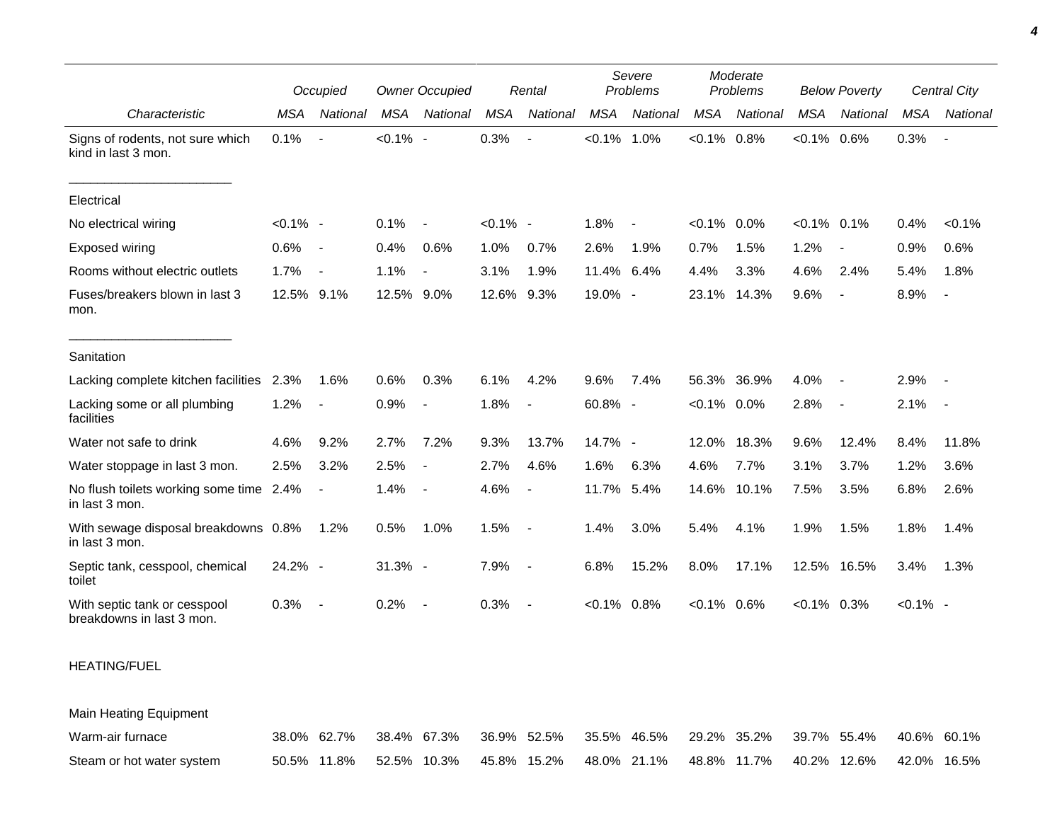| Characteristic | Occupied | | Owner Occupied | | Rental | | Severe Problems | | Moderate Problems | | Below Poverty | | Central City | |
|---|---|---|---|---|---|---|---|---|---|---|---|---|---|---|
| | MSA | National | MSA | National | MSA | National | MSA | National | MSA | National | MSA | National | MSA | National |
| Signs of rodents, not sure which kind in last 3 mon. | 0.1% | - | <0.1% | - | 0.3% | - | <0.1% | 1.0% | <0.1% | 0.8% | <0.1% | 0.6% | 0.3% | - |
| Electrical | | | | | | | | | | | | | | |
| No electrical wiring | <0.1% | - | 0.1% | - | <0.1% | - | 1.8% | - | <0.1% | 0.0% | <0.1% | 0.1% | 0.4% | <0.1% |
| Exposed wiring | 0.6% | - | 0.4% | 0.6% | 1.0% | 0.7% | 2.6% | 1.9% | 0.7% | 1.5% | 1.2% | - | 0.9% | 0.6% |
| Rooms without electric outlets | 1.7% | - | 1.1% | - | 3.1% | 1.9% | 11.4% | 6.4% | 4.4% | 3.3% | 4.6% | 2.4% | 5.4% | 1.8% |
| Fuses/breakers blown in last 3 mon. | 12.5% | 9.1% | 12.5% | 9.0% | 12.6% | 9.3% | 19.0% | - | 23.1% | 14.3% | 9.6% | - | 8.9% | - |
| Sanitation | | | | | | | | | | | | | | |
| Lacking complete kitchen facilities | 2.3% | 1.6% | 0.6% | 0.3% | 6.1% | 4.2% | 9.6% | 7.4% | 56.3% | 36.9% | 4.0% | - | 2.9% | - |
| Lacking some or all plumbing facilities | 1.2% | - | 0.9% | - | 1.8% | - | 60.8% | - | <0.1% | 0.0% | 2.8% | - | 2.1% | - |
| Water not safe to drink | 4.6% | 9.2% | 2.7% | 7.2% | 9.3% | 13.7% | 14.7% | - | 12.0% | 18.3% | 9.6% | 12.4% | 8.4% | 11.8% |
| Water stoppage in last 3 mon. | 2.5% | 3.2% | 2.5% | - | 2.7% | 4.6% | 1.6% | 6.3% | 4.6% | 7.7% | 3.1% | 3.7% | 1.2% | 3.6% |
| No flush toilets working some time in last 3 mon. | 2.4% | - | 1.4% | - | 4.6% | - | 11.7% | 5.4% | 14.6% | 10.1% | 7.5% | 3.5% | 6.8% | 2.6% |
| With sewage disposal breakdowns in last 3 mon. | 0.8% | 1.2% | 0.5% | 1.0% | 1.5% | - | 1.4% | 3.0% | 5.4% | 4.1% | 1.9% | 1.5% | 1.8% | 1.4% |
| Septic tank, cesspool, chemical toilet | 24.2% | - | 31.3% | - | 7.9% | - | 6.8% | 15.2% | 8.0% | 17.1% | 12.5% | 16.5% | 3.4% | 1.3% |
| With septic tank or cesspool breakdowns in last 3 mon. | 0.3% | - | 0.2% | - | 0.3% | - | <0.1% | 0.8% | <0.1% | 0.6% | <0.1% | 0.3% | <0.1% | - |
| HEATING/FUEL | | | | | | | | | | | | | | |
| Main Heating Equipment | | | | | | | | | | | | | | |
| Warm-air furnace | 38.0% | 62.7% | 38.4% | 67.3% | 36.9% | 52.5% | 35.5% | 46.5% | 29.2% | 35.2% | 39.7% | 55.4% | 40.6% | 60.1% |
| Steam or hot water system | 50.5% | 11.8% | 52.5% | 10.3% | 45.8% | 15.2% | 48.0% | 21.1% | 48.8% | 11.7% | 40.2% | 12.6% | 42.0% | 16.5% |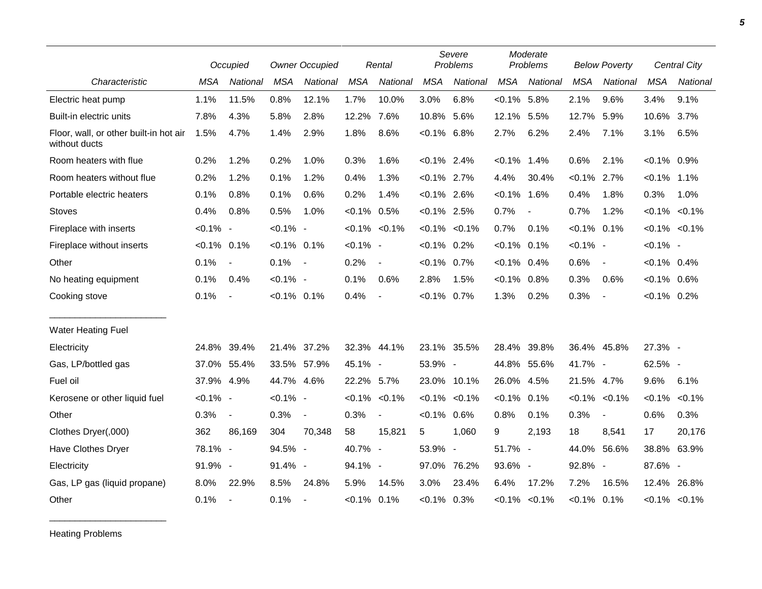| Characteristic | Occupied | | Owner Occupied | | Rental | | Severe Problems | | Moderate Problems | | Below Poverty | | Central City | |
|---|---|---|---|---|---|---|---|---|---|---|---|---|---|---|
| | MSA | National | MSA | National | MSA | National | MSA | National | MSA | National | MSA | National | MSA | National |
| Electric heat pump | 1.1% | 11.5% | 0.8% | 12.1% | 1.7% | 10.0% | 3.0% | 6.8% | <0.1% | 5.8% | 2.1% | 9.6% | 3.4% | 9.1% |
| Built-in electric units | 7.8% | 4.3% | 5.8% | 2.8% | 12.2% | 7.6% | 10.8% | 5.6% | 12.1% | 5.5% | 12.7% | 5.9% | 10.6% | 3.7% |
| Floor, wall, or other built-in hot air without ducts | 1.5% | 4.7% | 1.4% | 2.9% | 1.8% | 8.6% | <0.1% | 6.8% | 2.7% | 6.2% | 2.4% | 7.1% | 3.1% | 6.5% |
| Room heaters with flue | 0.2% | 1.2% | 0.2% | 1.0% | 0.3% | 1.6% | <0.1% | 2.4% | <0.1% | 1.4% | 0.6% | 2.1% | <0.1% | 0.9% |
| Room heaters without flue | 0.2% | 1.2% | 0.1% | 1.2% | 0.4% | 1.3% | <0.1% | 2.7% | 4.4% | 30.4% | <0.1% | 2.7% | <0.1% | 1.1% |
| Portable electric heaters | 0.1% | 0.8% | 0.1% | 0.6% | 0.2% | 1.4% | <0.1% | 2.6% | <0.1% | 1.6% | 0.4% | 1.8% | 0.3% | 1.0% |
| Stoves | 0.4% | 0.8% | 0.5% | 1.0% | <0.1% | 0.5% | <0.1% | 2.5% | 0.7% | - | 0.7% | 1.2% | <0.1% | <0.1% |
| Fireplace with inserts | <0.1% | - | <0.1% | - | <0.1% | <0.1% | <0.1% | <0.1% | 0.7% | 0.1% | <0.1% | 0.1% | <0.1% | <0.1% |
| Fireplace without inserts | <0.1% | 0.1% | <0.1% | 0.1% | <0.1% | - | <0.1% | 0.2% | <0.1% | 0.1% | <0.1% | - | <0.1% | - |
| Other | 0.1% | - | 0.1% | - | 0.2% | - | <0.1% | 0.7% | <0.1% | 0.4% | 0.6% | - | <0.1% | 0.4% |
| No heating equipment | 0.1% | 0.4% | <0.1% | - | 0.1% | 0.6% | 2.8% | 1.5% | <0.1% | 0.8% | 0.3% | 0.6% | <0.1% | 0.6% |
| Cooking stove | 0.1% | - | <0.1% | 0.1% | 0.4% | - | <0.1% | 0.7% | 1.3% | 0.2% | 0.3% | - | <0.1% | 0.2% |
| Water Heating Fuel | | | | | | | | | | | | | | |
| Electricity | 24.8% | 39.4% | 21.4% | 37.2% | 32.3% | 44.1% | 23.1% | 35.5% | 28.4% | 39.8% | 36.4% | 45.8% | 27.3% | - |
| Gas, LP/bottled gas | 37.0% | 55.4% | 33.5% | 57.9% | 45.1% | - | 53.9% | - | 44.8% | 55.6% | 41.7% | - | 62.5% | - |
| Fuel oil | 37.9% | 4.9% | 44.7% | 4.6% | 22.2% | 5.7% | 23.0% | 10.1% | 26.0% | 4.5% | 21.5% | 4.7% | 9.6% | 6.1% |
| Kerosene or other liquid fuel | <0.1% | - | <0.1% | - | <0.1% | <0.1% | <0.1% | <0.1% | <0.1% | 0.1% | <0.1% | <0.1% | <0.1% | <0.1% |
| Other | 0.3% | - | 0.3% | - | 0.3% | - | <0.1% | 0.6% | 0.8% | 0.1% | 0.3% | - | 0.6% | 0.3% |
| Clothes Dryer(,000) | 362 | 86,169 | 304 | 70,348 | 58 | 15,821 | 5 | 1,060 | 9 | 2,193 | 18 | 8,541 | 17 | 20,176 |
| Have Clothes Dryer | 78.1% | - | 94.5% | - | 40.7% | - | 53.9% | - | 51.7% | - | 44.0% | 56.6% | 38.8% | 63.9% |
| Electricity | 91.9% | - | 91.4% | - | 94.1% | - | 97.0% | 76.2% | 93.6% | - | 92.8% | - | 87.6% | - |
| Gas, LP gas (liquid propane) | 8.0% | 22.9% | 8.5% | 24.8% | 5.9% | 14.5% | 3.0% | 23.4% | 6.4% | 17.2% | 7.2% | 16.5% | 12.4% | 26.8% |
| Other | 0.1% | - | 0.1% | - | <0.1% | 0.1% | <0.1% | 0.3% | <0.1% | <0.1% | <0.1% | 0.1% | <0.1% | <0.1% |

Heating Problems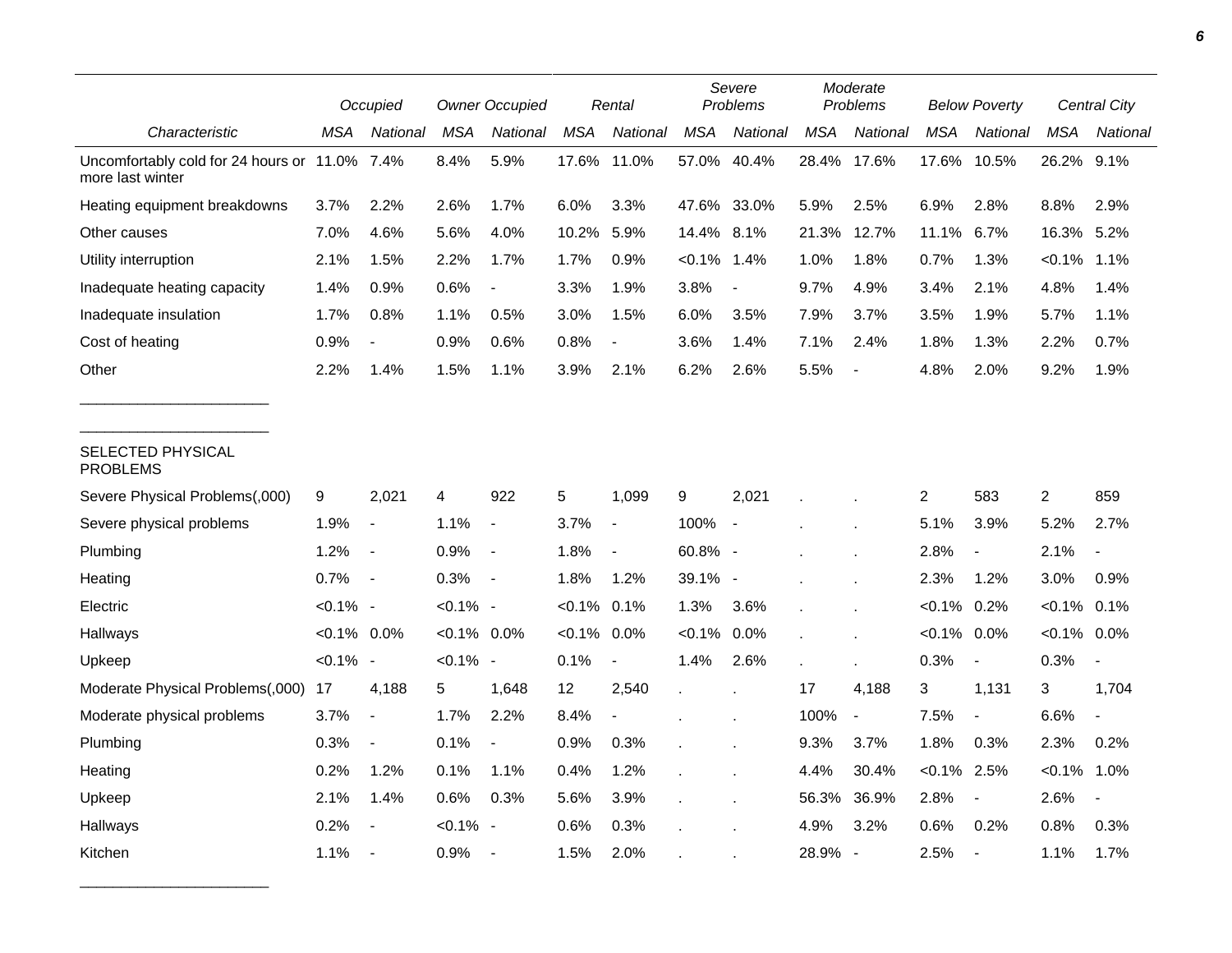| Characteristic | Occupied | | Owner Occupied | | Rental | | Severe Problems | | Moderate Problems | | Below Poverty | | Central City | |
|---|---|---|---|---|---|---|---|---|---|---|---|---|---|---|
| | MSA | National | MSA | National | MSA | National | MSA | National | MSA | National | MSA | National | MSA | National |
| Uncomfortably cold for 24 hours or more last winter | 11.0% | 7.4% | 8.4% | 5.9% | 17.6% | 11.0% | 57.0% | 40.4% | 28.4% | 17.6% | 17.6% | 10.5% | 26.2% | 9.1% |
| Heating equipment breakdowns | 3.7% | 2.2% | 2.6% | 1.7% | 6.0% | 3.3% | 47.6% | 33.0% | 5.9% | 2.5% | 6.9% | 2.8% | 8.8% | 2.9% |
| Other causes | 7.0% | 4.6% | 5.6% | 4.0% | 10.2% | 5.9% | 14.4% | 8.1% | 21.3% | 12.7% | 11.1% | 6.7% | 16.3% | 5.2% |
| Utility interruption | 2.1% | 1.5% | 2.2% | 1.7% | 1.7% | 0.9% | <0.1% | 1.4% | 1.0% | 1.8% | 0.7% | 1.3% | <0.1% | 1.1% |
| Inadequate heating capacity | 1.4% | 0.9% | 0.6% | - | 3.3% | 1.9% | 3.8% | - | 9.7% | 4.9% | 3.4% | 2.1% | 4.8% | 1.4% |
| Inadequate insulation | 1.7% | 0.8% | 1.1% | 0.5% | 3.0% | 1.5% | 6.0% | 3.5% | 7.9% | 3.7% | 3.5% | 1.9% | 5.7% | 1.1% |
| Cost of heating | 0.9% | - | 0.9% | 0.6% | 0.8% | - | 3.6% | 1.4% | 7.1% | 2.4% | 1.8% | 1.3% | 2.2% | 0.7% |
| Other | 2.2% | 1.4% | 1.5% | 1.1% | 3.9% | 2.1% | 6.2% | 2.6% | 5.5% | - | 4.8% | 2.0% | 9.2% | 1.9% |
| SELECTED PHYSICAL PROBLEMS | | | | | | | | | | | | | | |
| Severe Physical Problems(,000) | 9 | 2,021 | 4 | 922 | 5 | 1,099 | 9 | 2,021 | . | . | 2 | 583 | 2 | 859 |
| Severe physical problems | 1.9% | - | 1.1% | - | 3.7% | - | 100% | - | . | . | 5.1% | 3.9% | 5.2% | 2.7% |
| Plumbing | 1.2% | - | 0.9% | - | 1.8% | - | 60.8% | - | . | . | 2.8% | - | 2.1% | - |
| Heating | 0.7% | - | 0.3% | - | 1.8% | 1.2% | 39.1% | - | . | . | 2.3% | 1.2% | 3.0% | 0.9% |
| Electric | <0.1% | - | <0.1% | - | <0.1% | 0.1% | 1.3% | 3.6% | . | . | <0.1% | 0.2% | <0.1% | 0.1% |
| Hallways | <0.1% | 0.0% | <0.1% | 0.0% | <0.1% | 0.0% | <0.1% | 0.0% | . | . | <0.1% | 0.0% | <0.1% | 0.0% |
| Upkeep | <0.1% | - | <0.1% | - | 0.1% | - | 1.4% | 2.6% | . | . | 0.3% | - | 0.3% | - |
| Moderate Physical Problems(,000) | 17 | 4,188 | 5 | 1,648 | 12 | 2,540 | . | . | 17 | 4,188 | 3 | 1,131 | 3 | 1,704 |
| Moderate physical problems | 3.7% | - | 1.7% | 2.2% | 8.4% | - | . | . | 100% | - | 7.5% | - | 6.6% | - |
| Plumbing | 0.3% | - | 0.1% | - | 0.9% | 0.3% | . | . | 9.3% | 3.7% | 1.8% | 0.3% | 2.3% | 0.2% |
| Heating | 0.2% | 1.2% | 0.1% | 1.1% | 0.4% | 1.2% | . | . | 4.4% | 30.4% | <0.1% | 2.5% | <0.1% | 1.0% |
| Upkeep | 2.1% | 1.4% | 0.6% | 0.3% | 5.6% | 3.9% | . | . | 56.3% | 36.9% | 2.8% | - | 2.6% | - |
| Hallways | 0.2% | - | <0.1% | - | 0.6% | 0.3% | . | . | 4.9% | 3.2% | 0.6% | 0.2% | 0.8% | 0.3% |
| Kitchen | 1.1% | - | 0.9% | - | 1.5% | 2.0% | . | . | 28.9% | - | 2.5% | - | 1.1% | 1.7% |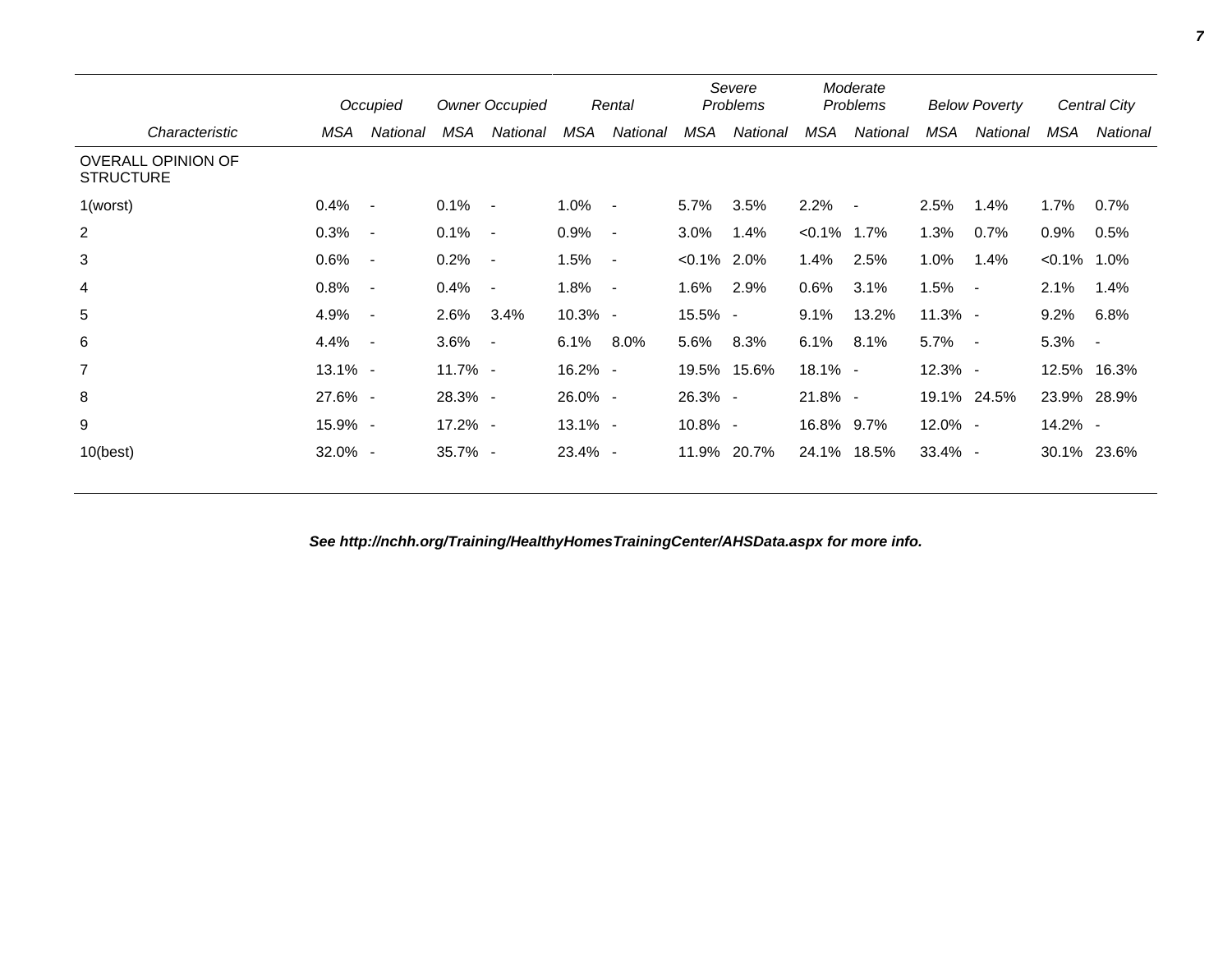| | Occupied | | Owner Occupied | | Rental | | Severe Problems | | Moderate Problems | | Below Poverty | | Central City | |
|---|---|---|---|---|---|---|---|---|---|---|---|---|---|---|
| *Characteristic* | *MSA* | *National* | *MSA* | *National* | *MSA* | *National* | *MSA* | *National* | *MSA* | *National* | *MSA* | *National* | *MSA* | *National* |
| OVERALL OPINION OF STRUCTURE | | | | | | | | | | | | | | |
| 1(worst) | 0.4% | - | 0.1% | - | 1.0% | - | 5.7% | 3.5% | 2.2% | - | 2.5% | 1.4% | 1.7% | 0.7% |
| 2 | 0.3% | - | 0.1% | - | 0.9% | - | 3.0% | 1.4% | <0.1% | 1.7% | 1.3% | 0.7% | 0.9% | 0.5% |
| 3 | 0.6% | - | 0.2% | - | 1.5% | - | <0.1% | 2.0% | 1.4% | 2.5% | 1.0% | 1.4% | <0.1% | 1.0% |
| 4 | 0.8% | - | 0.4% | - | 1.8% | - | 1.6% | 2.9% | 0.6% | 3.1% | 1.5% | - | 2.1% | 1.4% |
| 5 | 4.9% | - | 2.6% | 3.4% | 10.3% | - | 15.5% | - | 9.1% | 13.2% | 11.3% | - | 9.2% | 6.8% |
| 6 | 4.4% | - | 3.6% | - | 6.1% | 8.0% | 5.6% | 8.3% | 6.1% | 8.1% | 5.7% | - | 5.3% | - |
| 7 | 13.1% | - | 11.7% | - | 16.2% | - | 19.5% | 15.6% | 18.1% | - | 12.3% | - | 12.5% | 16.3% |
| 8 | 27.6% | - | 28.3% | - | 26.0% | - | 26.3% | - | 21.8% | - | 19.1% | 24.5% | 23.9% | 28.9% |
| 9 | 15.9% | - | 17.2% | - | 13.1% | - | 10.8% | - | 16.8% | 9.7% | 12.0% | - | 14.2% | - |
| 10(best) | 32.0% | - | 35.7% | - | 23.4% | - | 11.9% | 20.7% | 24.1% | 18.5% | 33.4% | - | 30.1% | 23.6% |

***See http://nchh.org/Training/HealthyHomesTrainingCenter/AHSData.aspx for more info.***